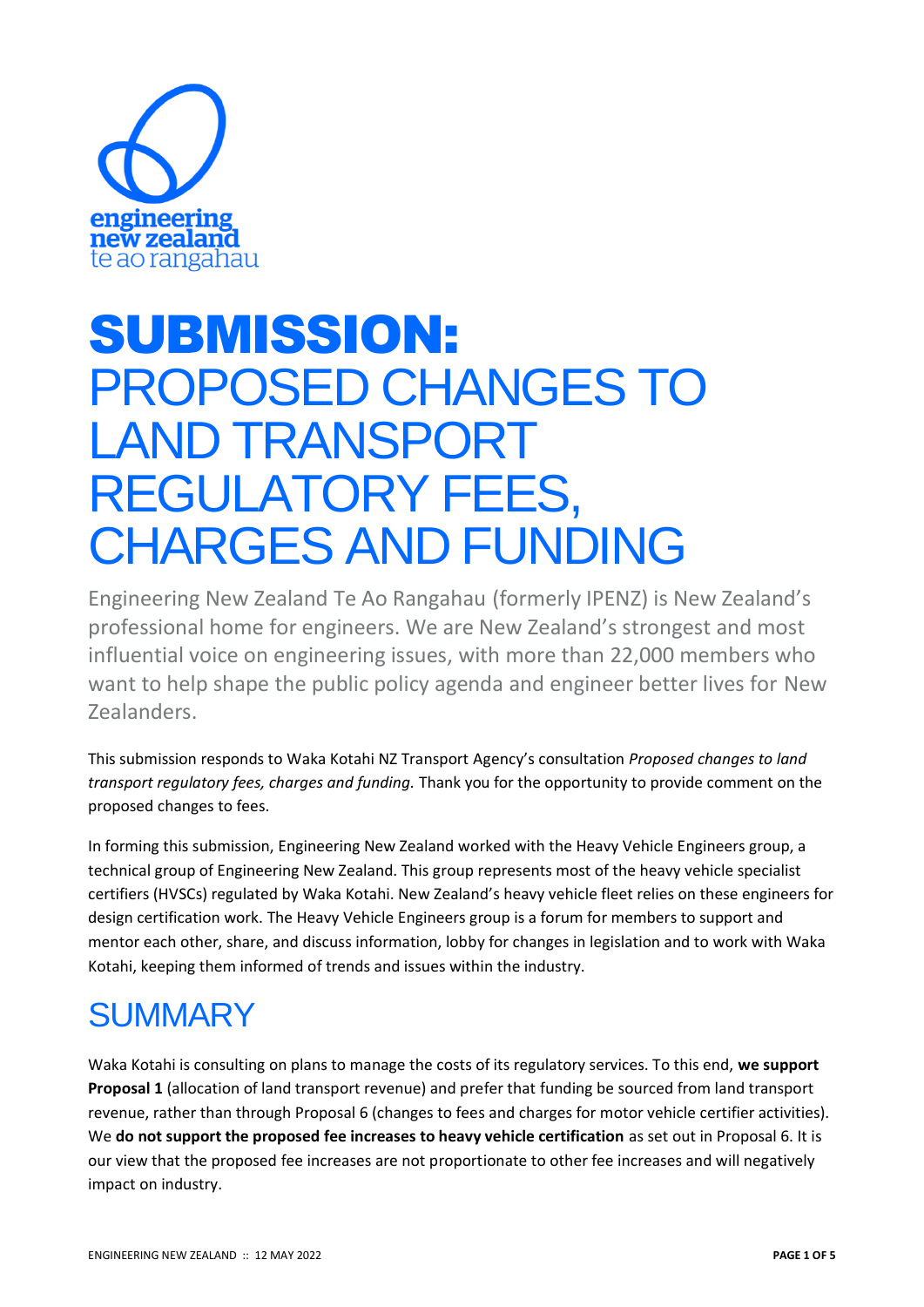engineering new zealand te ao rangahau

# SUBMISSION: PROPOSED CHANGES TO LAND TRANSPORT REGULATORY FEES, CHARGES AND FUNDING

Engineering New Zealand Te Ao Rangahau (formerly IPENZ) is New Zealand's professional home for engineers. We are New Zealand's strongest and most influential voice on engineering issues, with more than 22,000 members who want to help shape the public policy agenda and engineer better lives for New Zealanders.

This submission responds to Waka Kotahi NZ Transport Agency's consultation *Proposed changes to land transport regulatory fees, charges and funding.* Thank you for the opportunity to provide comment on the proposed changes to fees.

In forming this submission, Engineering New Zealand worked with the Heavy Vehicle Engineers group, a technical group of Engineering New Zealand. This group represents most of the heavy vehicle specialist certifiers (HVSCs) regulated by Waka Kotahi. New Zealand's heavy vehicle fleet relies on these engineers for design certification work. The Heavy Vehicle Engineers group is a forum for members to support and mentor each other, share, and discuss information, lobby for changes in legislation and to work with Waka Kotahi, keeping them informed of trends and issues within the industry.

## SUMMARY

Waka Kotahi is consulting on plans to manage the costs of its regulatory services. To this end, **we support Proposal 1** (allocation of land transport revenue) and prefer that funding be sourced from land transport revenue, rather than through Proposal 6 (changes to fees and charges for motor vehicle certifier activities). We **do not support the proposed fee increases to heavy vehicle certification** as set out in Proposal 6. It is our view that the proposed fee increases are not proportionate to other fee increases and will negatively impact on industry.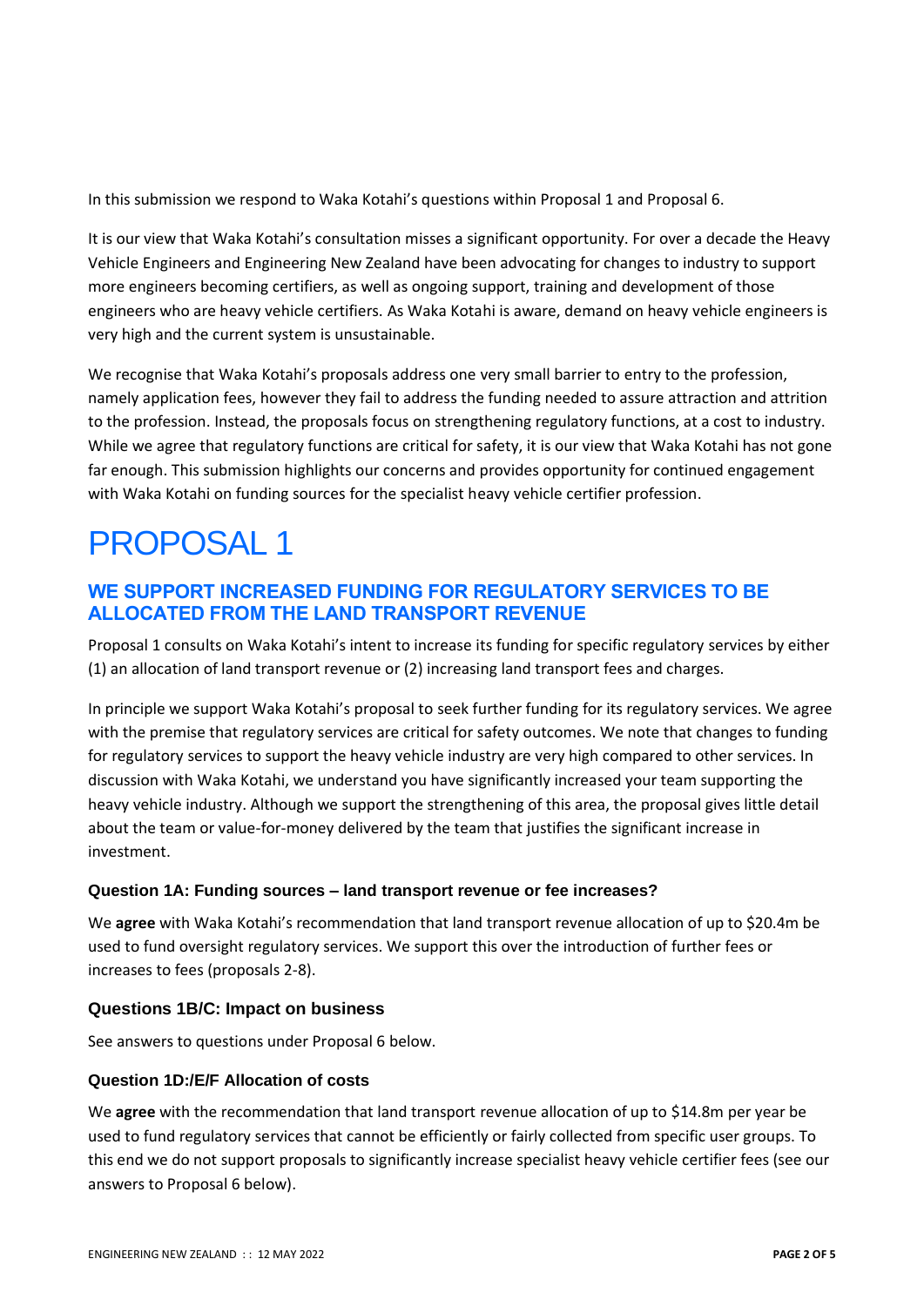In this submission we respond to Waka Kotahi's questions within Proposal 1 and Proposal 6.

It is our view that Waka Kotahi's consultation misses a significant opportunity. For over a decade the Heavy Vehicle Engineers and Engineering New Zealand have been advocating for changes to industry to support more engineers becoming certifiers, as well as ongoing support, training and development of those engineers who are heavy vehicle certifiers. As Waka Kotahi is aware, demand on heavy vehicle engineers is very high and the current system is unsustainable.

We recognise that Waka Kotahi's proposals address one very small barrier to entry to the profession, namely application fees, however they fail to address the funding needed to assure attraction and attrition to the profession. Instead, the proposals focus on strengthening regulatory functions, at a cost to industry. While we agree that regulatory functions are critical for safety, it is our view that Waka Kotahi has not gone far enough. This submission highlights our concerns and provides opportunity for continued engagement with Waka Kotahi on funding sources for the specialist heavy vehicle certifier profession.

# PROPOSAL 1

## WE SUPPORT INCREASED FUNDING FOR REGULATORY SERVICES TO BE ALLOCATED FROM THE LAND TRANSPORT REVENUE

Proposal 1 consults on Waka Kotahi's intent to increase its funding for specific regulatory services by either (1) an allocation of land transport revenue or (2) increasing land transport fees and charges.

In principle we support Waka Kotahi's proposal to seek further funding for its regulatory services. We agree with the premise that regulatory services are critical for safety outcomes. We note that changes to funding for regulatory services to support the heavy vehicle industry are very high compared to other services. In discussion with Waka Kotahi, we understand you have significantly increased your team supporting the heavy vehicle industry. Although we support the strengthening of this area, the proposal gives little detail about the team or value-for-money delivered by the team that justifies the significant increase in investment.

### Question 1A: Funding sources – land transport revenue or fee increases?

We **agree** with Waka Kotahi's recommendation that land transport revenue allocation of up to $20.4m be used to fund oversight regulatory services. We support this over the introduction of further fees or increases to fees (proposals 2-8).

### Questions 1B/C: Impact on business

See answers to questions under Proposal 6 below.

### Question 1D:/E/F Allocation of costs

We **agree** with the recommendation that land transport revenue allocation of up to $14.8m per year be used to fund regulatory services that cannot be efficiently or fairly collected from specific user groups. To this end we do not support proposals to significantly increase specialist heavy vehicle certifier fees (see our answers to Proposal 6 below).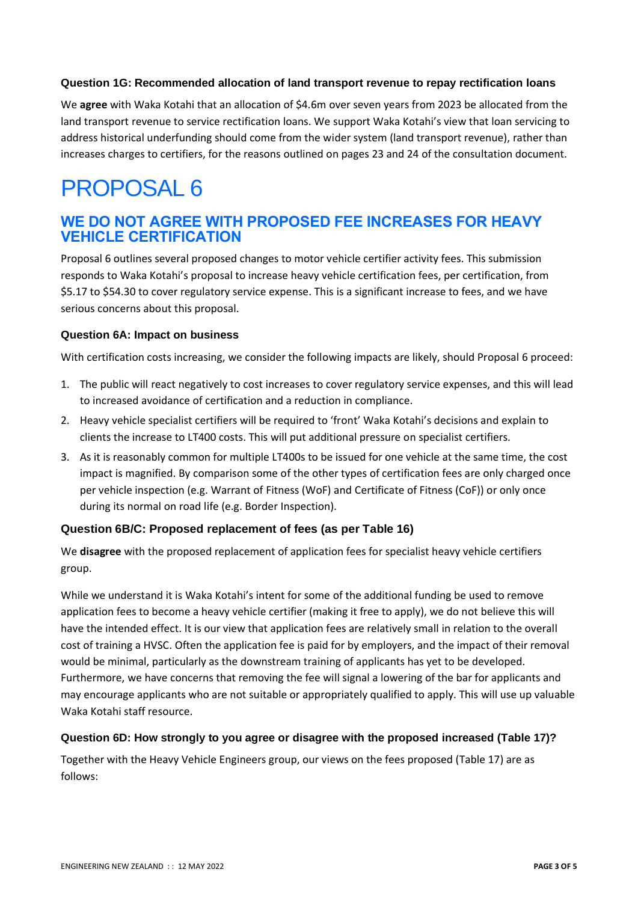### Question 1G: Recommended allocation of land transport revenue to repay rectification loans

We **agree** with Waka Kotahi that an allocation of $4.6m over seven years from 2023 be allocated from the land transport revenue to service rectification loans. We support Waka Kotahi's view that loan servicing to address historical underfunding should come from the wider system (land transport revenue), rather than increases charges to certifiers, for the reasons outlined on pages 23 and 24 of the consultation document.

# PROPOSAL 6

## WE DO NOT AGREE WITH PROPOSED FEE INCREASES FOR HEAVY VEHICLE CERTIFICATION

Proposal 6 outlines several proposed changes to motor vehicle certifier activity fees. This submission responds to Waka Kotahi's proposal to increase heavy vehicle certification fees, per certification, from $5.17 to $54.30 to cover regulatory service expense. This is a significant increase to fees, and we have serious concerns about this proposal.

### Question 6A: Impact on business

With certification costs increasing, we consider the following impacts are likely, should Proposal 6 proceed:

1. The public will react negatively to cost increases to cover regulatory service expenses, and this will lead to increased avoidance of certification and a reduction in compliance.
2. Heavy vehicle specialist certifiers will be required to 'front' Waka Kotahi's decisions and explain to clients the increase to LT400 costs. This will put additional pressure on specialist certifiers.
3. As it is reasonably common for multiple LT400s to be issued for one vehicle at the same time, the cost impact is magnified. By comparison some of the other types of certification fees are only charged once per vehicle inspection (e.g. Warrant of Fitness (WoF) and Certificate of Fitness (CoF)) or only once during its normal on road life (e.g. Border Inspection).

### Question 6B/C: Proposed replacement of fees (as per Table 16)

We **disagree** with the proposed replacement of application fees for specialist heavy vehicle certifiers group.

While we understand it is Waka Kotahi's intent for some of the additional funding be used to remove application fees to become a heavy vehicle certifier (making it free to apply), we do not believe this will have the intended effect. It is our view that application fees are relatively small in relation to the overall cost of training a HVSC. Often the application fee is paid for by employers, and the impact of their removal would be minimal, particularly as the downstream training of applicants has yet to be developed. Furthermore, we have concerns that removing the fee will signal a lowering of the bar for applicants and may encourage applicants who are not suitable or appropriately qualified to apply. This will use up valuable Waka Kotahi staff resource.

### Question 6D: How strongly to you agree or disagree with the proposed increased (Table 17)?

Together with the Heavy Vehicle Engineers group, our views on the fees proposed (Table 17) are as follows: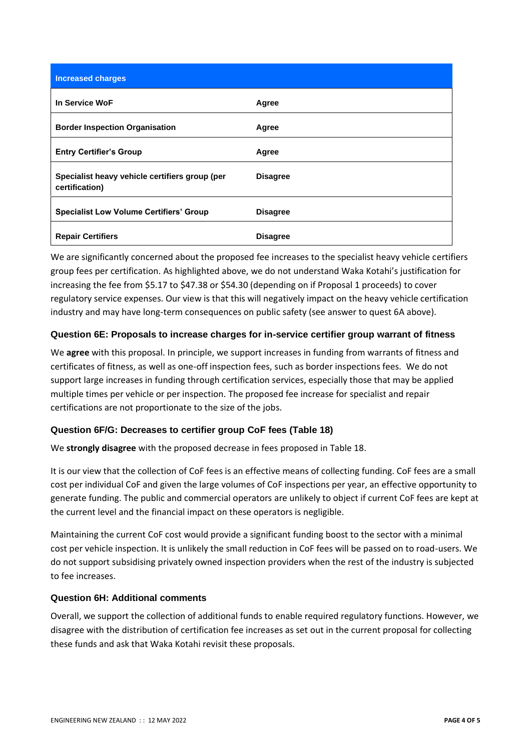| Increased charges | |
|---|---|
| **In Service WoF** | **Agree** |
| **Border Inspection Organisation** | **Agree** |
| **Entry Certifier's Group** | **Agree** |
| **Specialist heavy vehicle certifiers group (per certification)** | **Disagree** |
| **Specialist Low Volume Certifiers' Group** | **Disagree** |
| **Repair Certifiers** | **Disagree** |

We are significantly concerned about the proposed fee increases to the specialist heavy vehicle certifiers group fees per certification. As highlighted above, we do not understand Waka Kotahi's justification for increasing the fee from $5.17 to $47.38 or $54.30 (depending on if Proposal 1 proceeds) to cover regulatory service expenses. Our view is that this will negatively impact on the heavy vehicle certification industry and may have long-term consequences on public safety (see answer to quest 6A above).

### Question 6E: Proposals to increase charges for in-service certifier group warrant of fitness

We **agree** with this proposal. In principle, we support increases in funding from warrants of fitness and certificates of fitness, as well as one-off inspection fees, such as border inspections fees. We do not support large increases in funding through certification services, especially those that may be applied multiple times per vehicle or per inspection. The proposed fee increase for specialist and repair certifications are not proportionate to the size of the jobs.

### Question 6F/G: Decreases to certifier group CoF fees (Table 18)

We **strongly disagree** with the proposed decrease in fees proposed in Table 18.

It is our view that the collection of CoF fees is an effective means of collecting funding. CoF fees are a small cost per individual CoF and given the large volumes of CoF inspections per year, an effective opportunity to generate funding. The public and commercial operators are unlikely to object if current CoF fees are kept at the current level and the financial impact on these operators is negligible.

Maintaining the current CoF cost would provide a significant funding boost to the sector with a minimal cost per vehicle inspection. It is unlikely the small reduction in CoF fees will be passed on to road-users. We do not support subsidising privately owned inspection providers when the rest of the industry is subjected to fee increases.

### Question 6H: Additional comments

Overall, we support the collection of additional funds to enable required regulatory functions. However, we disagree with the distribution of certification fee increases as set out in the current proposal for collecting these funds and ask that Waka Kotahi revisit these proposals.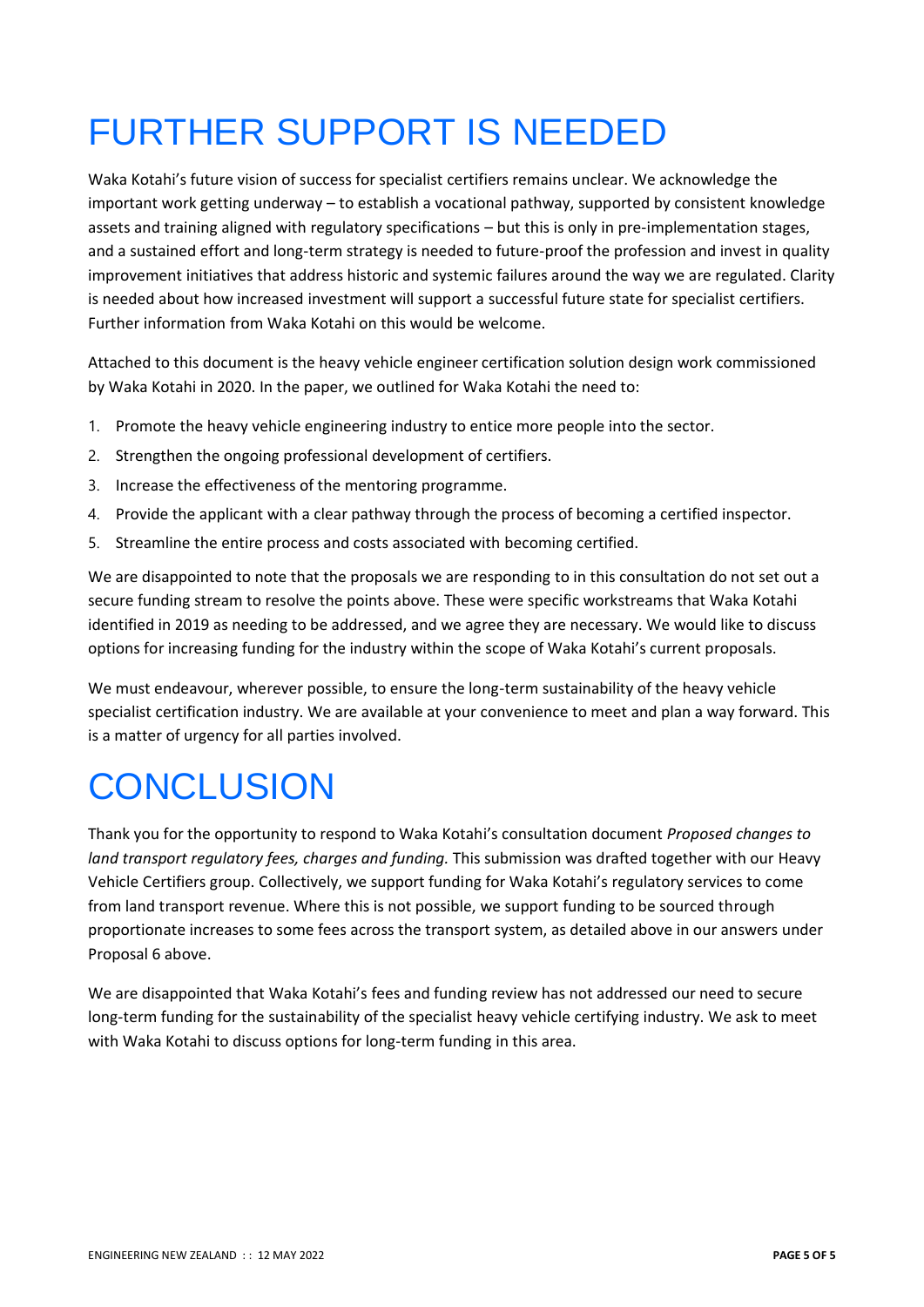# FURTHER SUPPORT IS NEEDED

Waka Kotahi's future vision of success for specialist certifiers remains unclear. We acknowledge the important work getting underway – to establish a vocational pathway, supported by consistent knowledge assets and training aligned with regulatory specifications – but this is only in pre-implementation stages, and a sustained effort and long-term strategy is needed to future-proof the profession and invest in quality improvement initiatives that address historic and systemic failures around the way we are regulated. Clarity is needed about how increased investment will support a successful future state for specialist certifiers. Further information from Waka Kotahi on this would be welcome.

Attached to this document is the heavy vehicle engineer certification solution design work commissioned by Waka Kotahi in 2020. In the paper, we outlined for Waka Kotahi the need to:

1. Promote the heavy vehicle engineering industry to entice more people into the sector.
2. Strengthen the ongoing professional development of certifiers.
3. Increase the effectiveness of the mentoring programme.
4. Provide the applicant with a clear pathway through the process of becoming a certified inspector.
5. Streamline the entire process and costs associated with becoming certified.

We are disappointed to note that the proposals we are responding to in this consultation do not set out a secure funding stream to resolve the points above. These were specific workstreams that Waka Kotahi identified in 2019 as needing to be addressed, and we agree they are necessary. We would like to discuss options for increasing funding for the industry within the scope of Waka Kotahi's current proposals.

We must endeavour, wherever possible, to ensure the long-term sustainability of the heavy vehicle specialist certification industry. We are available at your convenience to meet and plan a way forward. This is a matter of urgency for all parties involved.

# CONCLUSION

Thank you for the opportunity to respond to Waka Kotahi's consultation document *Proposed changes to land transport regulatory fees, charges and funding.* This submission was drafted together with our Heavy Vehicle Certifiers group. Collectively, we support funding for Waka Kotahi's regulatory services to come from land transport revenue. Where this is not possible, we support funding to be sourced through proportionate increases to some fees across the transport system, as detailed above in our answers under Proposal 6 above.

We are disappointed that Waka Kotahi's fees and funding review has not addressed our need to secure long-term funding for the sustainability of the specialist heavy vehicle certifying industry. We ask to meet with Waka Kotahi to discuss options for long-term funding in this area.